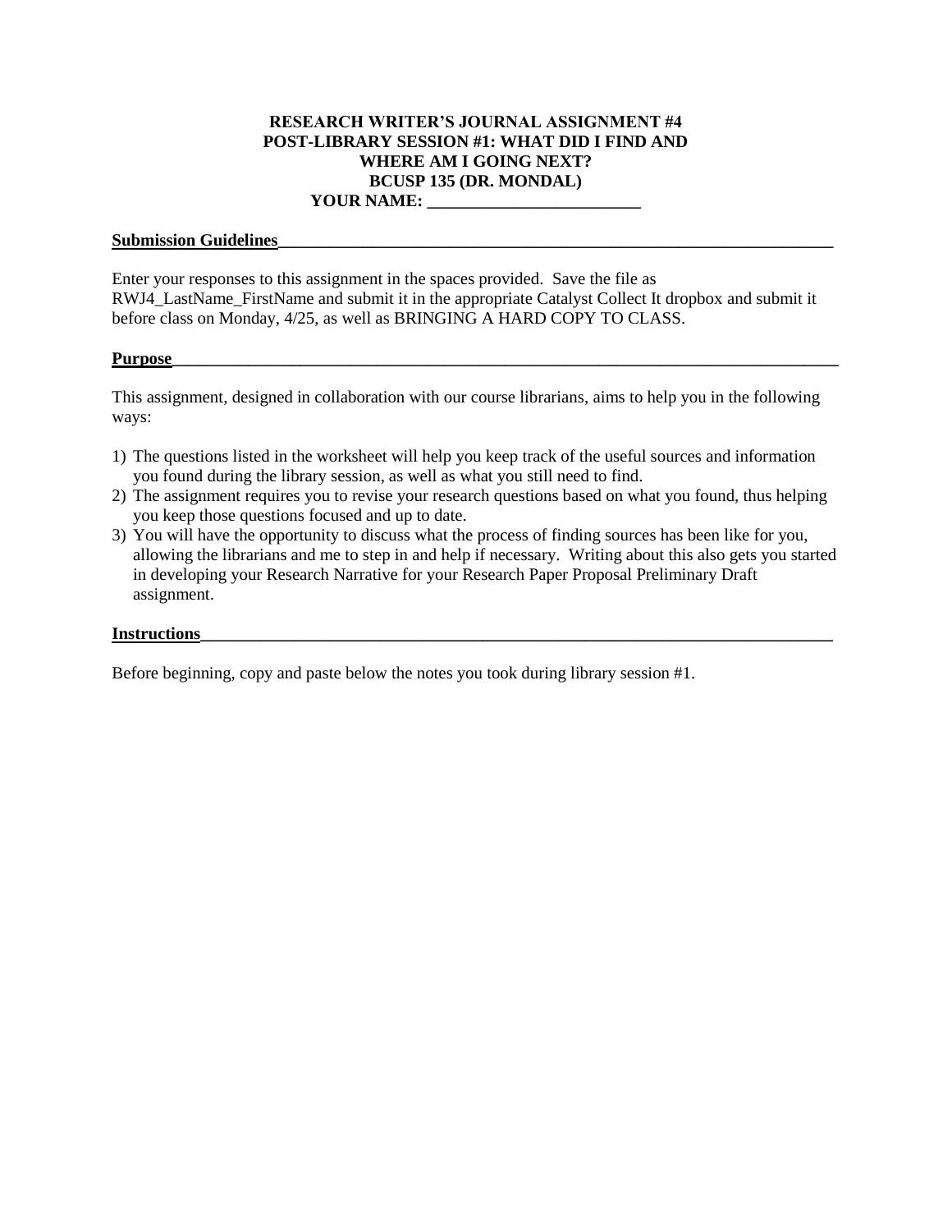**RESEARCH WRITER'S JOURNAL ASSIGNMENT #4**
**POST-LIBRARY SESSION #1: WHAT DID I FIND AND WHERE AM I GOING NEXT?**
**BCUSP 135 (DR. MONDAL)**
**YOUR NAME: _________________________**

## Submission Guidelines

Enter your responses to this assignment in the spaces provided. Save the file as RWJ4_LastName_FirstName and submit it in the appropriate Catalyst Collect It dropbox and submit it before class on Monday, 4/25, as well as BRINGING A HARD COPY TO CLASS.

## Purpose

This assignment, designed in collaboration with our course librarians, aims to help you in the following ways:

1) The questions listed in the worksheet will help you keep track of the useful sources and information you found during the library session, as well as what you still need to find.
2) The assignment requires you to revise your research questions based on what you found, thus helping you keep those questions focused and up to date.
3) You will have the opportunity to discuss what the process of finding sources has been like for you, allowing the librarians and me to step in and help if necessary. Writing about this also gets you started in developing your Research Narrative for your Research Paper Proposal Preliminary Draft assignment.

## Instructions

Before beginning, copy and paste below the notes you took during library session #1.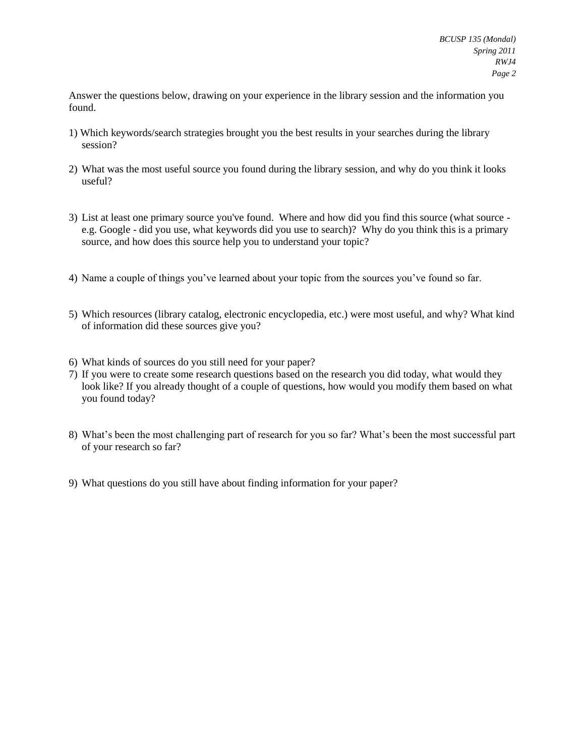Answer the questions below, drawing on your experience in the library session and the information you found.

1) Which keywords/search strategies brought you the best results in your searches during the library session?

2) What was the most useful source you found during the library session, and why do you think it looks useful?

3) List at least one primary source you've found. Where and how did you find this source (what source - e.g. Google - did you use, what keywords did you use to search)? Why do you think this is a primary source, and how does this source help you to understand your topic?

4) Name a couple of things you've learned about your topic from the sources you've found so far.

5) Which resources (library catalog, electronic encyclopedia, etc.) were most useful, and why? What kind of information did these sources give you?

6) What kinds of sources do you still need for your paper?

7) If you were to create some research questions based on the research you did today, what would they look like? If you already thought of a couple of questions, how would you modify them based on what you found today?

8) What's been the most challenging part of research for you so far? What's been the most successful part of your research so far?

9) What questions do you still have about finding information for your paper?